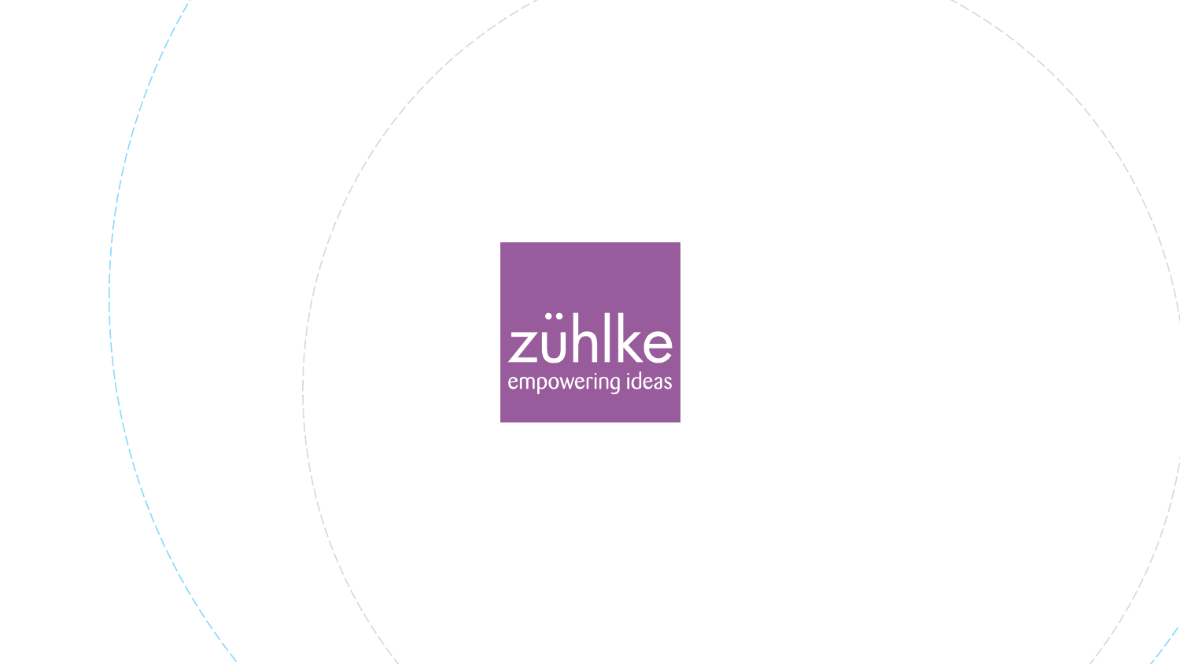zühlke

empowering ideas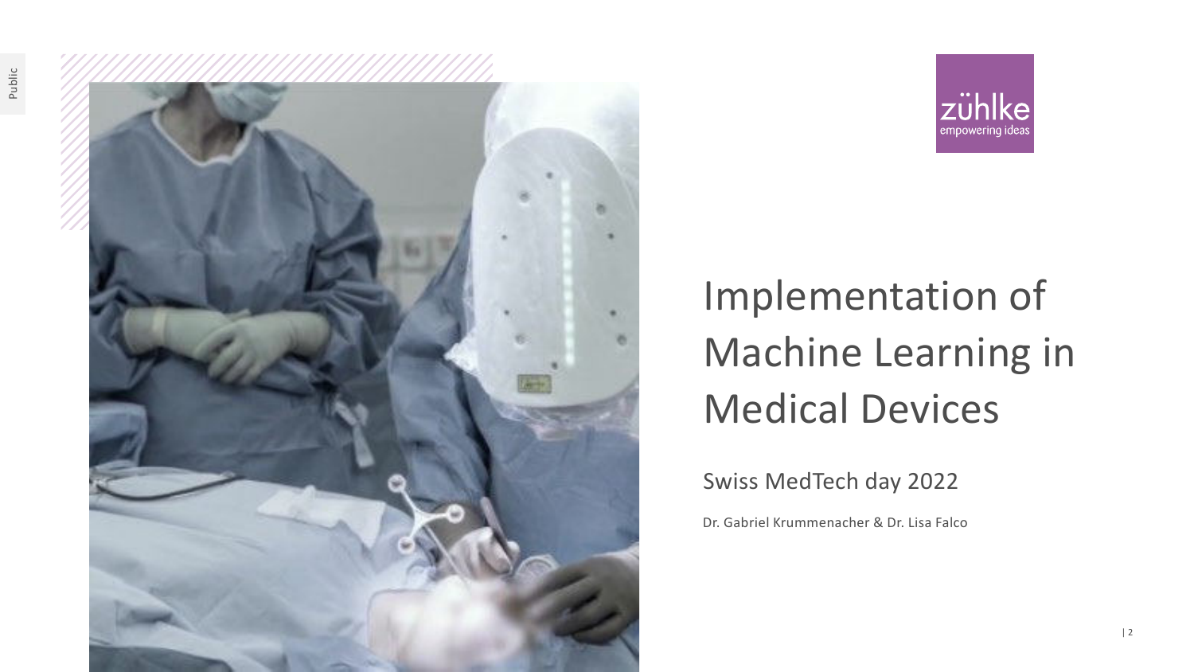# Implementation of Machine Learning in Medical Devices

## Swiss MedTech day 2022

Dr. Gabriel Krummenacher & Dr. Lisa Falco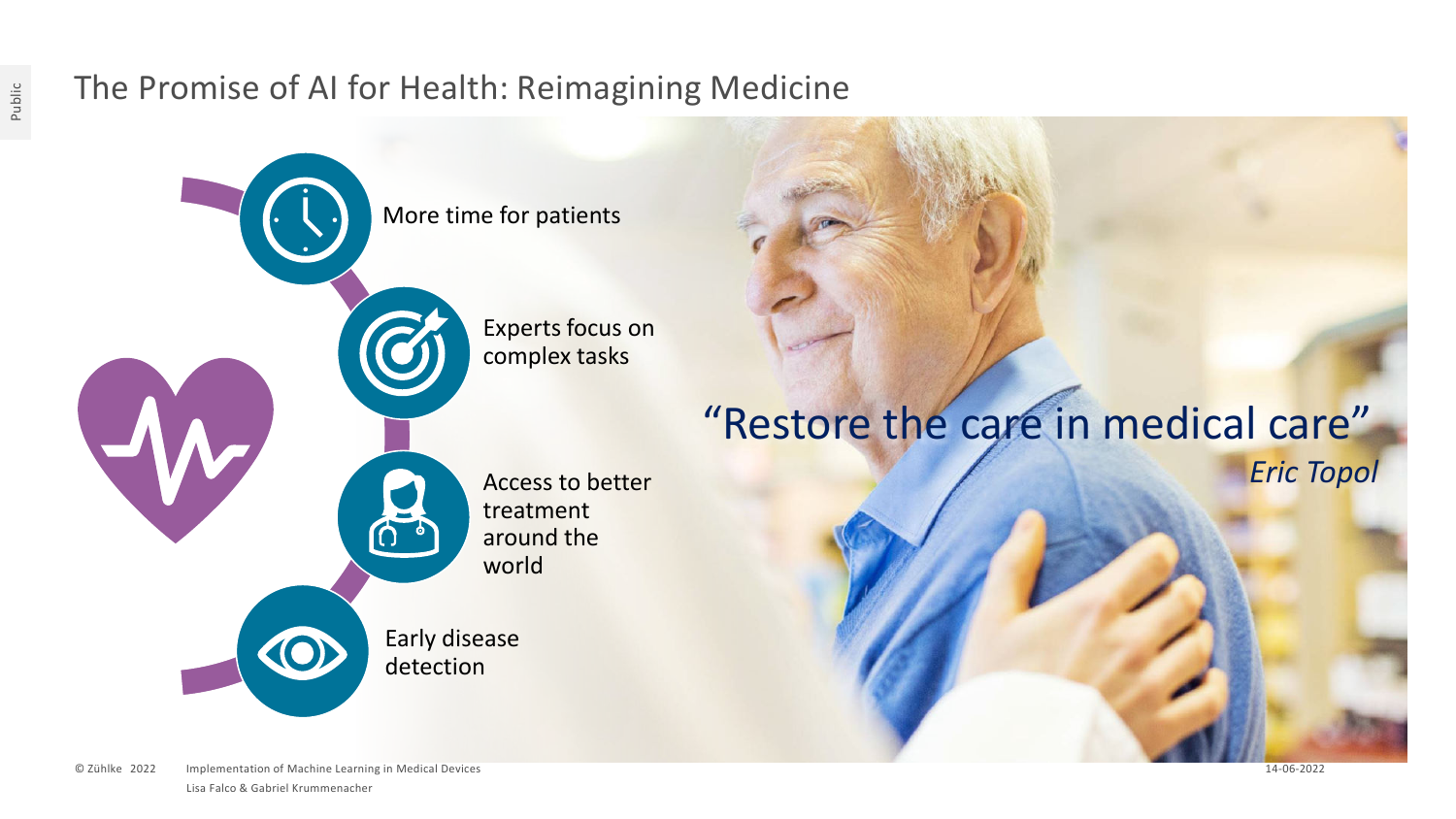# The Promise of AI for Health: Reimagining Medicine

- More time for patients
- Experts focus on complex tasks
- Access to better treatment around the world
- Early disease detection

"Restore the care in medical care"
*Eric Topol*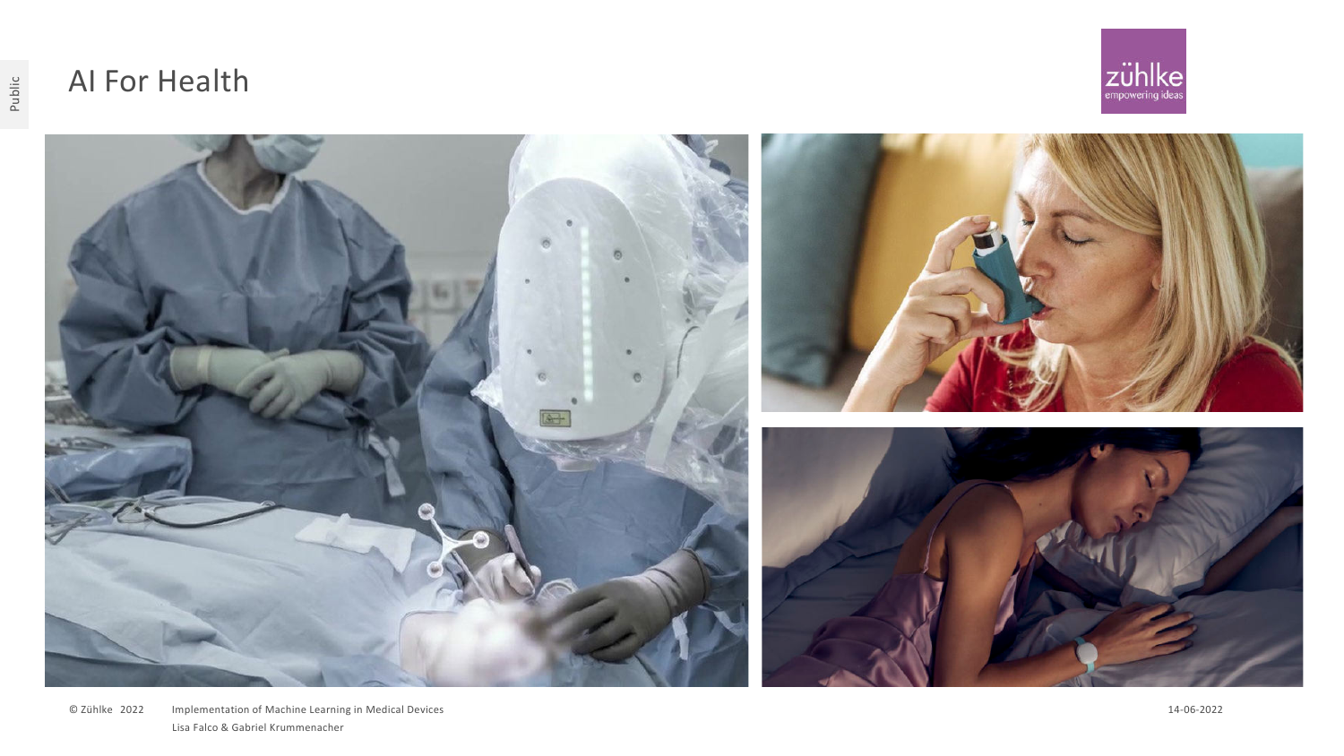# AI For Health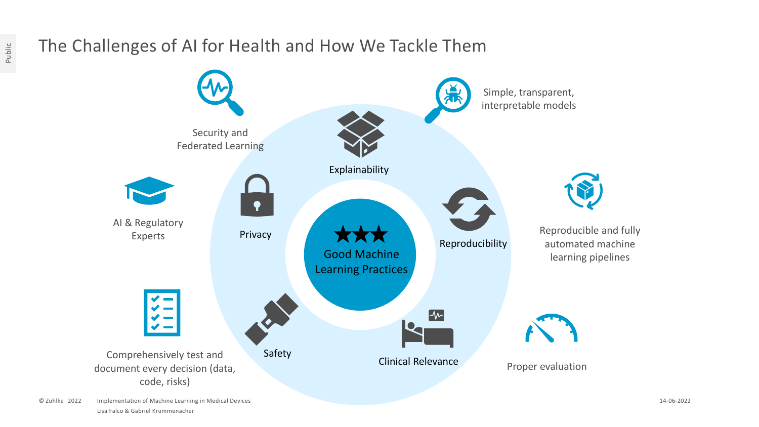# The Challenges of AI for Health and How We Tackle Them

**Good Machine Learning Practices**

- Explainability
- Reproducibility
- Clinical Relevance
- Safety
- Privacy

---

- Security and Federated Learning
- Simple, transparent, interpretable models
- AI & Regulatory Experts
- Reproducible and fully automated machine learning pipelines
- Comprehensively test and document every decision (data, code, risks)
- Proper evaluation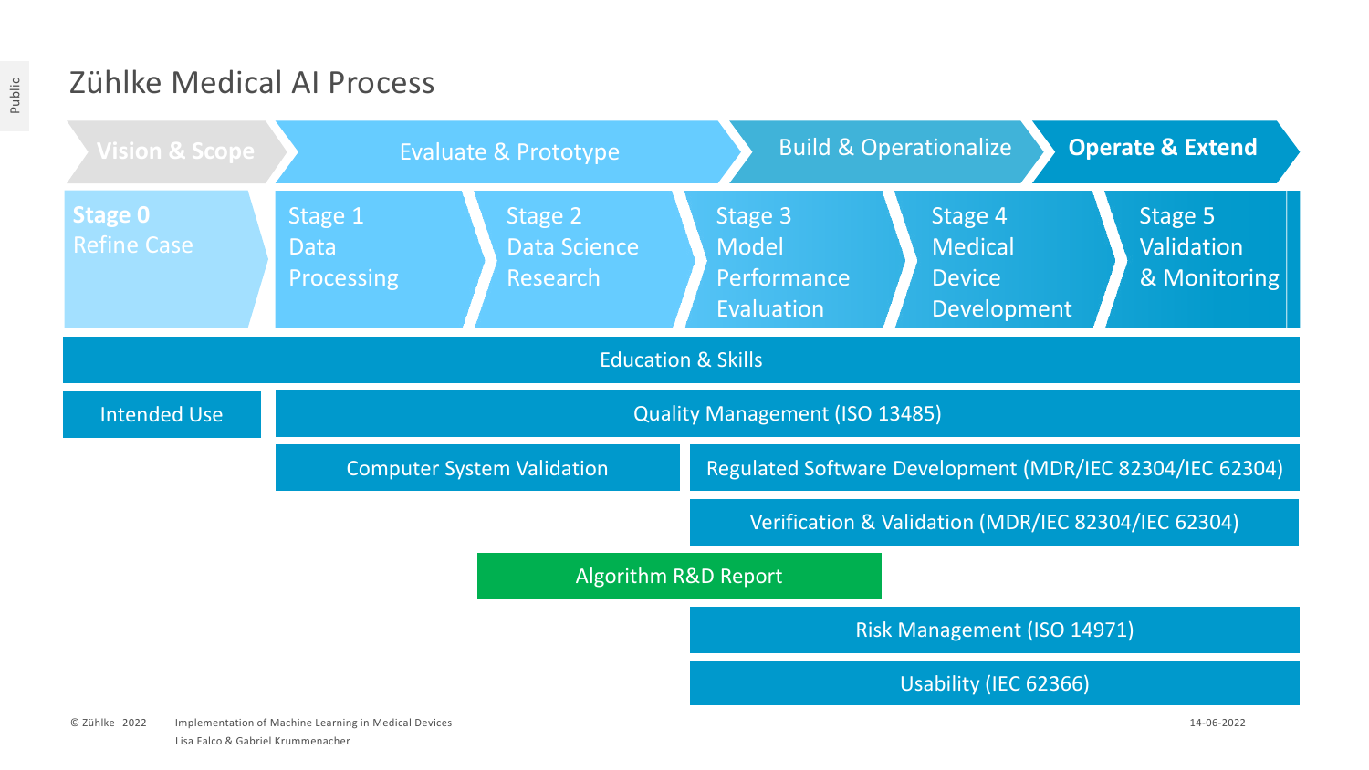# Zühlke Medical AI Process

| Vision & Scope | Evaluate & Prototype | | Build & Operationalize | | Operate & Extend |
|---|---|---|---|---|---|
| **Stage 0** Refine Case | Stage 1 Data Processing | Stage 2 Data Science Research | Stage 3 Model Performance Evaluation | Stage 4 Medical Device Development | Stage 5 Validation & Monitoring |

- Education & Skills
- Intended Use
- Quality Management (ISO 13485)
- Computer System Validation
- Regulated Software Development (MDR/IEC 82304/IEC 62304)
- Verification & Validation (MDR/IEC 82304/IEC 62304)
- Algorithm R&D Report
- Risk Management (ISO 14971)
- Usability (IEC 62366)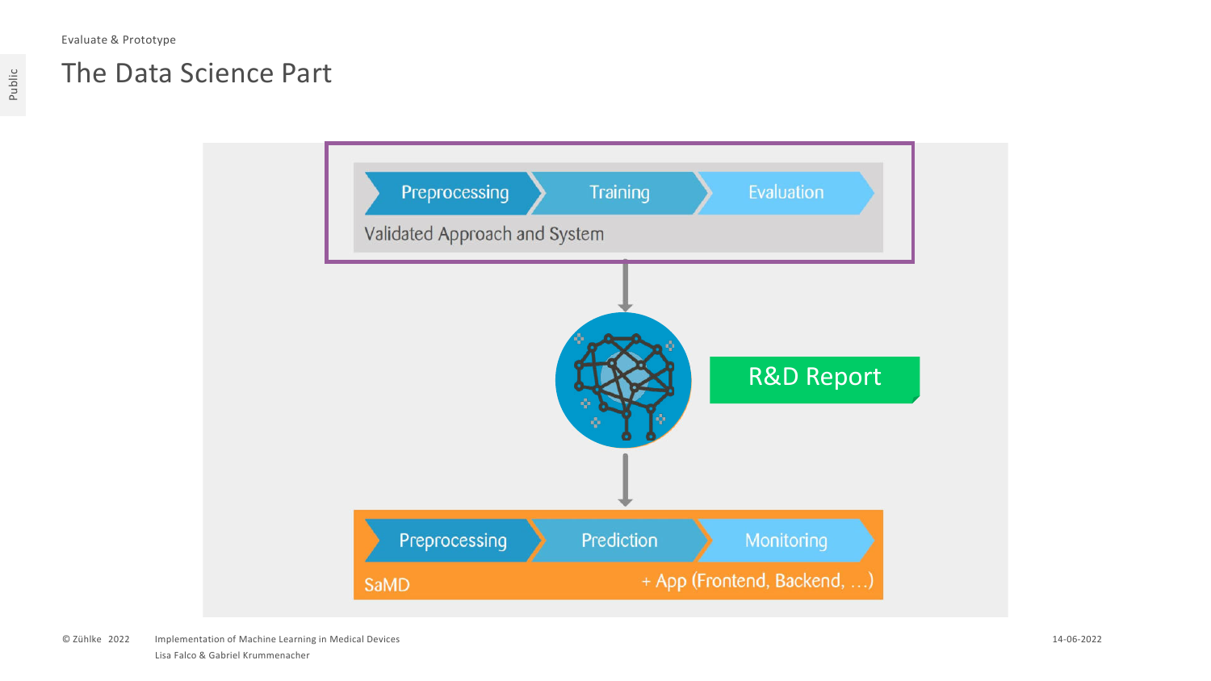Evaluate & Prototype

# The Data Science Part

Preprocessing → Training → Evaluation

Validated Approach and System

R&D Report

Preprocessing → Prediction → Monitoring

SaMD + App (Frontend, Backend, …)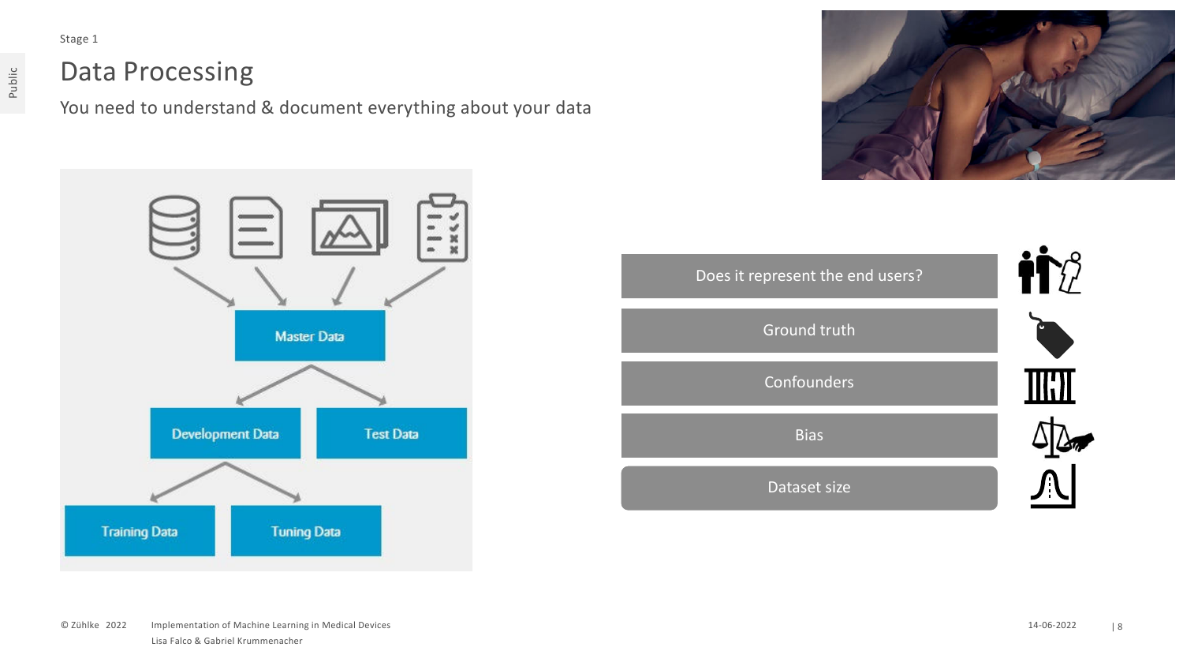Stage 1

# Data Processing

You need to understand & document everything about your data

Master Data

Development Data

Test Data

Training Data

Tuning Data

- Does it represent the end users?
- Ground truth
- Confounders
- Bias
- Dataset size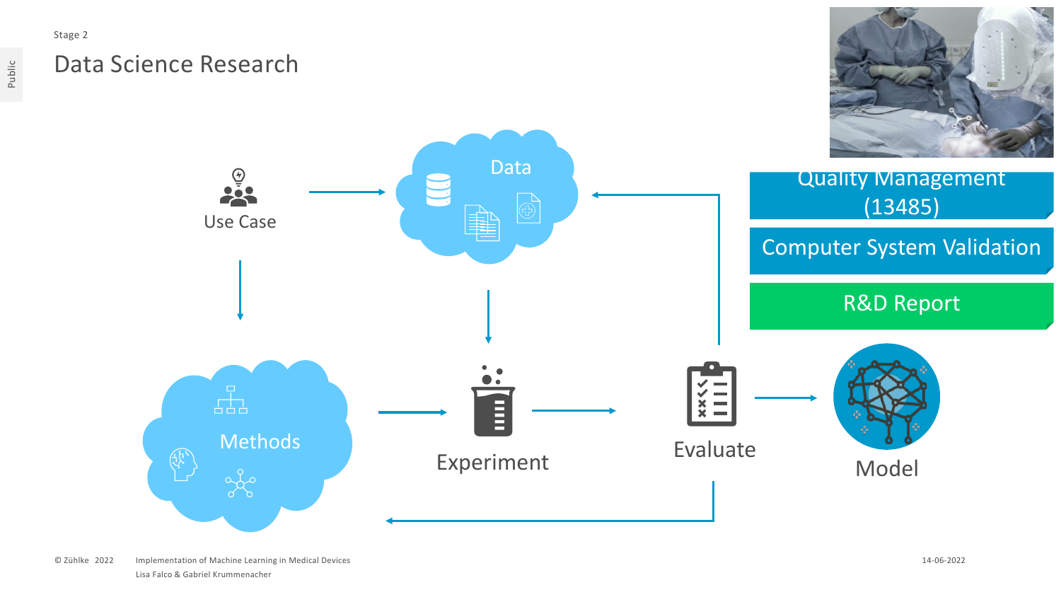Stage 2

# Data Science Research

Use Case

Data

Methods

Experiment

Evaluate

Model

Quality Management (13485)

Computer System Validation

R&D Report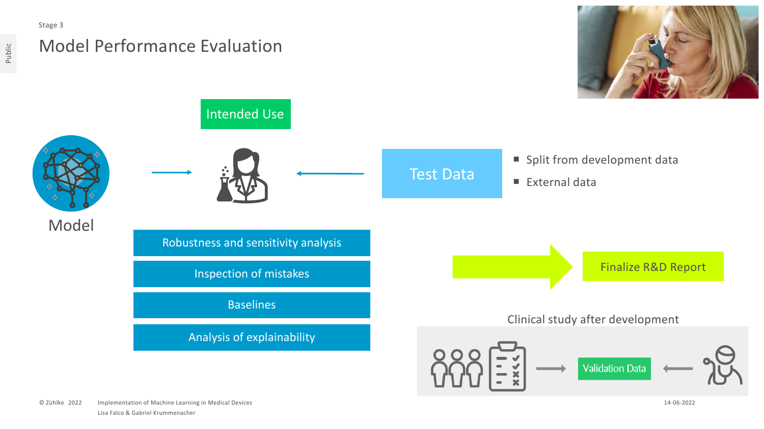Stage 3

# Model Performance Evaluation

Intended Use

Model

Test Data

- Split from development data
- External data

Robustness and sensitivity analysis

Inspection of mistakes

Baselines

Analysis of explainability

Finalize R&D Report

Clinical study after development

Validation Data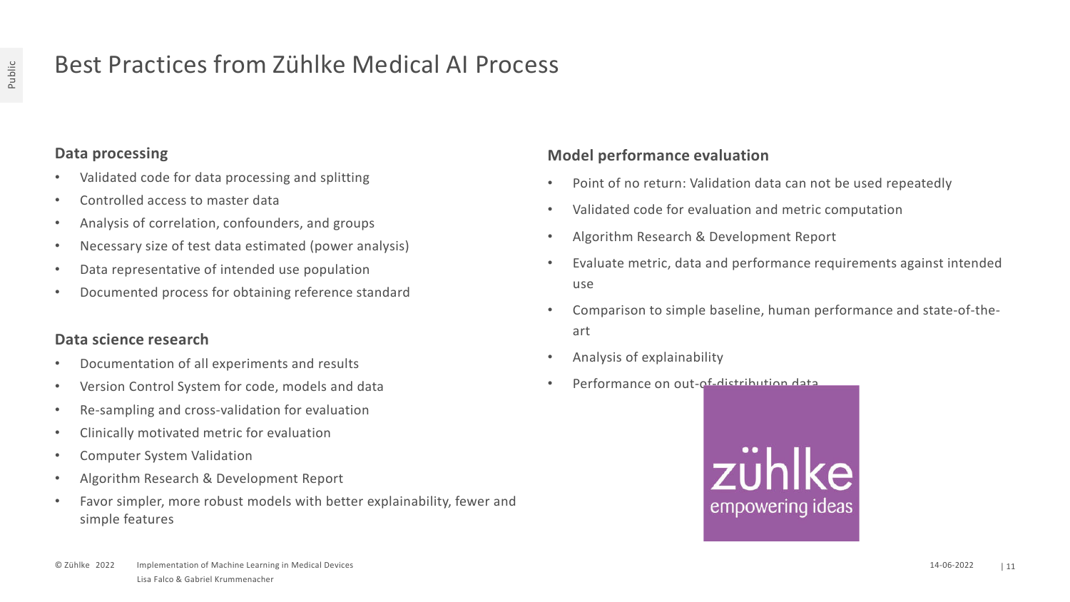# Best Practices from Zühlke Medical AI Process

### Data processing

- Validated code for data processing and splitting
- Controlled access to master data
- Analysis of correlation, confounders, and groups
- Necessary size of test data estimated (power analysis)
- Data representative of intended use population
- Documented process for obtaining reference standard

### Data science research

- Documentation of all experiments and results
- Version Control System for code, models and data
- Re-sampling and cross-validation for evaluation
- Clinically motivated metric for evaluation
- Computer System Validation
- Algorithm Research & Development Report
- Favor simpler, more robust models with better explainability, fewer and simple features

### Model performance evaluation

- Point of no return: Validation data can not be used repeatedly
- Validated code for evaluation and metric computation
- Algorithm Research & Development Report
- Evaluate metric, data and performance requirements against intended use
- Comparison to simple baseline, human performance and state-of-the-art
- Analysis of explainability
- Performance on out-of-distribution data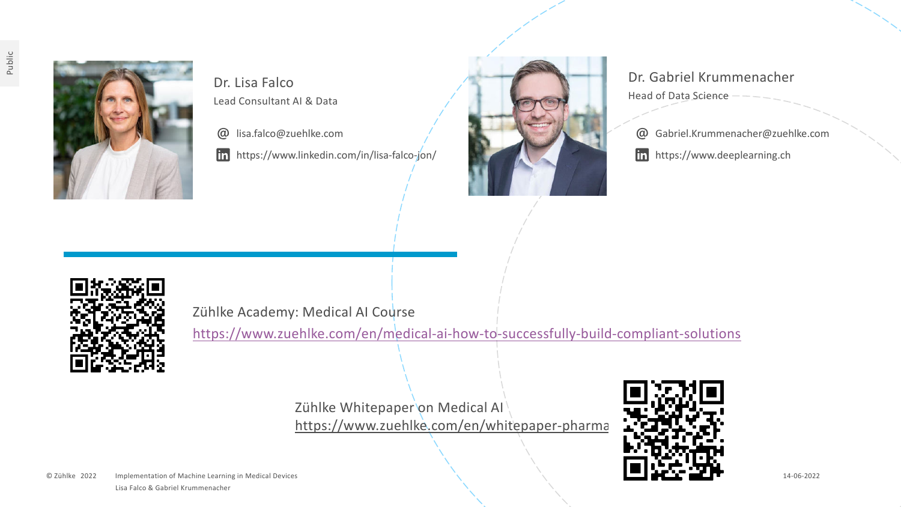**Dr. Lisa Falco**
Lead Consultant AI & Data

@ lisa.falco@zuehlke.com

in https://www.linkedin.com/in/lisa-falco-jon/

**Dr. Gabriel Krummenacher**
Head of Data Science

@ Gabriel.Krummenacher@zuehlke.com

in https://www.deeplearning.ch

Zühlke Academy: Medical AI Course
https://www.zuehlke.com/en/medical-ai-how-to-successfully-build-compliant-solutions

Zühlke Whitepaper on Medical AI
https://www.zuehlke.com/en/whitepaper-pharma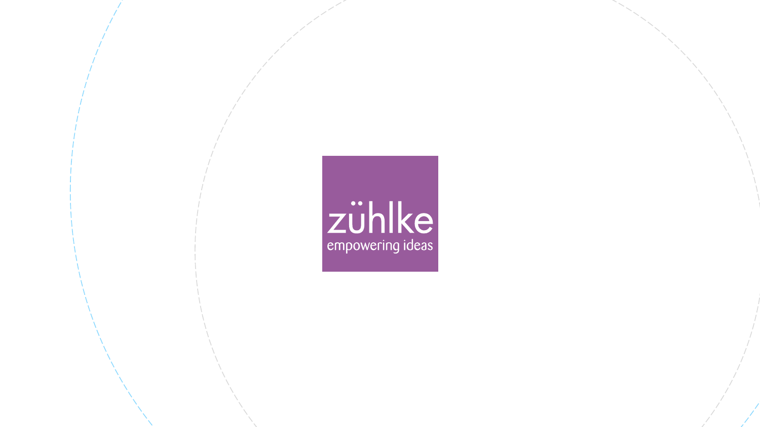zühlke

empowering ideas